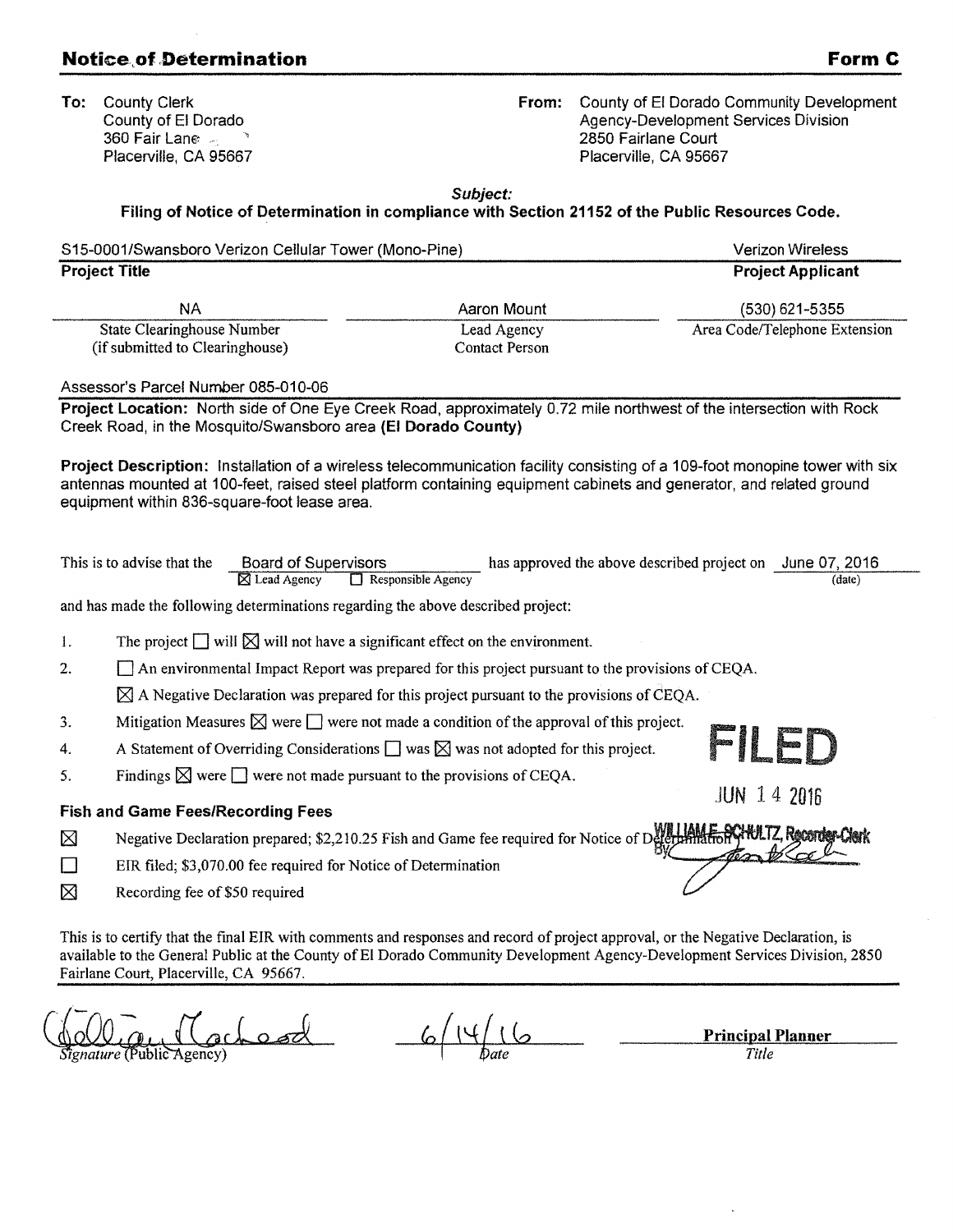## Notice of Determination

**Form C**

**To:** County Clerk
County of El Dorado
360 Fair Lane
Placerville, CA 95667

**From:** County of El Dorado Community Development Agency-Development Services Division
2850 Fairlane Court
Placerville, CA 95667

***Subject:***
**Filing of Notice of Determination in compliance with Section 21152 of the Public Resources Code.**

| S15-0001/Swansboro Verizon Cellular Tower (Mono-Pine) | Verizon Wireless |
|---|---|
| **Project Title** | **Project Applicant** |

| NA | Aaron Mount | (530) 621-5355 |
|---|---|---|
| State Clearinghouse Number (if submitted to Clearinghouse) | Lead Agency Contact Person | Area Code/Telephone Extension |

Assessor's Parcel Number 085-010-06

**Project Location:** North side of One Eye Creek Road, approximately 0.72 mile northwest of the intersection with Rock Creek Road, in the Mosquito/Swansboro area **(El Dorado County)**

**Project Description:** Installation of a wireless telecommunication facility consisting of a 109-foot monopine tower with six antennas mounted at 100-feet, raised steel platform containing equipment cabinets and generator, and related ground equipment within 836-square-foot lease area.

This is to advise that the Board of Supervisors (☒ Lead Agency ☐ Responsible Agency) has approved the above described project on June 07, 2016 (date)

and has made the following determinations regarding the above described project:

1. The project ☐ will ☒ will not have a significant effect on the environment.
2. ☐ An environmental Impact Report was prepared for this project pursuant to the provisions of CEQA.
   ☒ A Negative Declaration was prepared for this project pursuant to the provisions of CEQA.
3. Mitigation Measures ☒ were ☐ were not made a condition of the approval of this project.
4. A Statement of Overriding Considerations ☐ was ☒ was not adopted for this project.
5. Findings ☒ were ☐ were not made pursuant to the provisions of CEQA.

FILED
JUN 14 2016
WILLIAM E. SCHULTZ, Recorder-Clerk
By: [signature]

### Fish and Game Fees/Recording Fees

- ☒ Negative Declaration prepared; $2,210.25 Fish and Game fee required for Notice of Determination
- ☐ EIR filed; $3,070.00 fee required for Notice of Determination
- ☒ Recording fee of $50 required

This is to certify that the final EIR with comments and responses and record of project approval, or the Negative Declaration, is available to the General Public at the County of El Dorado Community Development Agency-Development Services Division, 2850 Fairlane Court, Placerville, CA 95667.

| [signature] | 6/14/16 | **Principal Planner** |
|---|---|---|
| *Signature* (Public Agency) | *Date* | *Title* |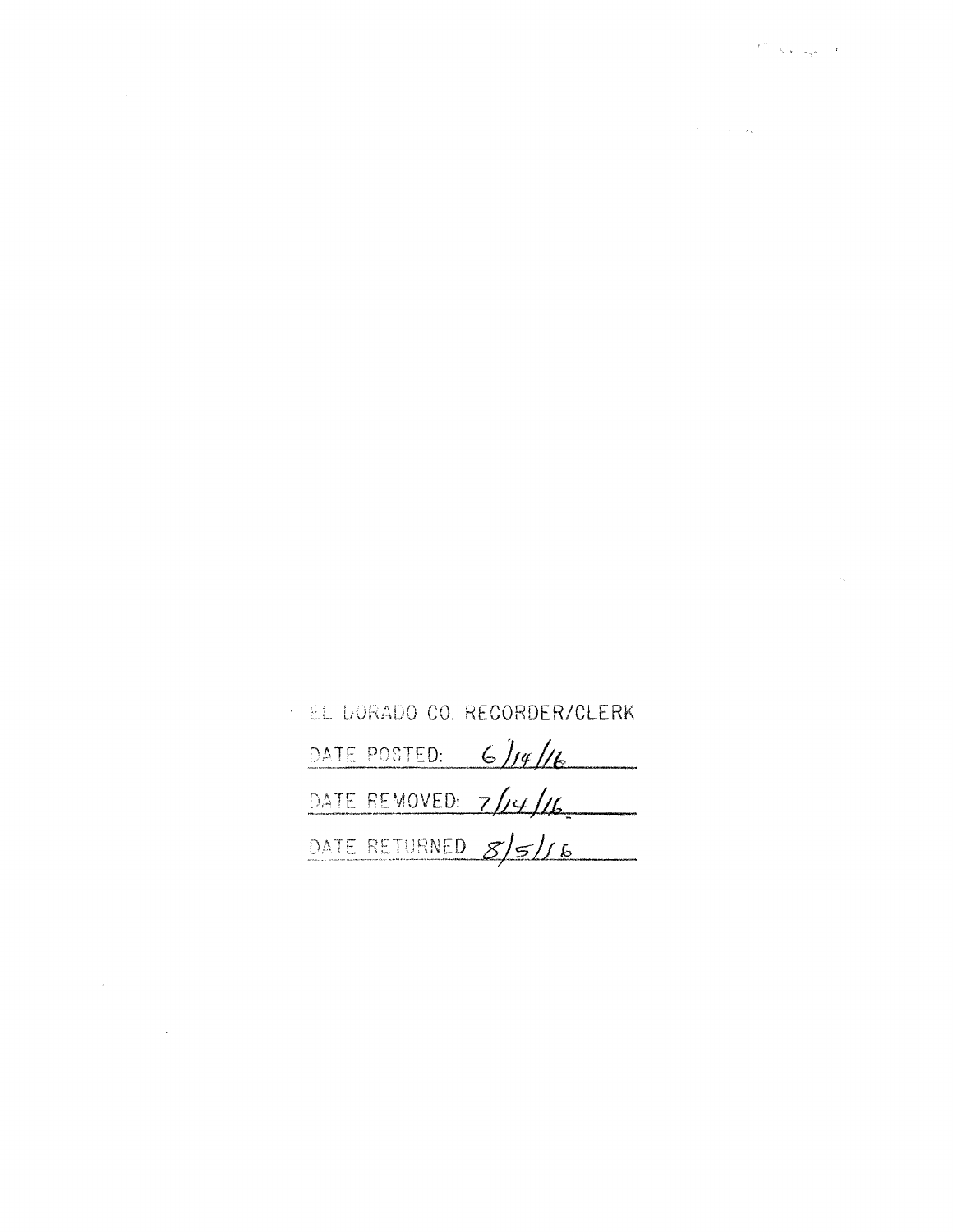EL DORADO CO. RECORDER/CLERK

DATE POSTED: 6/14/16

DATE REMOVED: 7/14/16

DATE RETURNED 8/5/16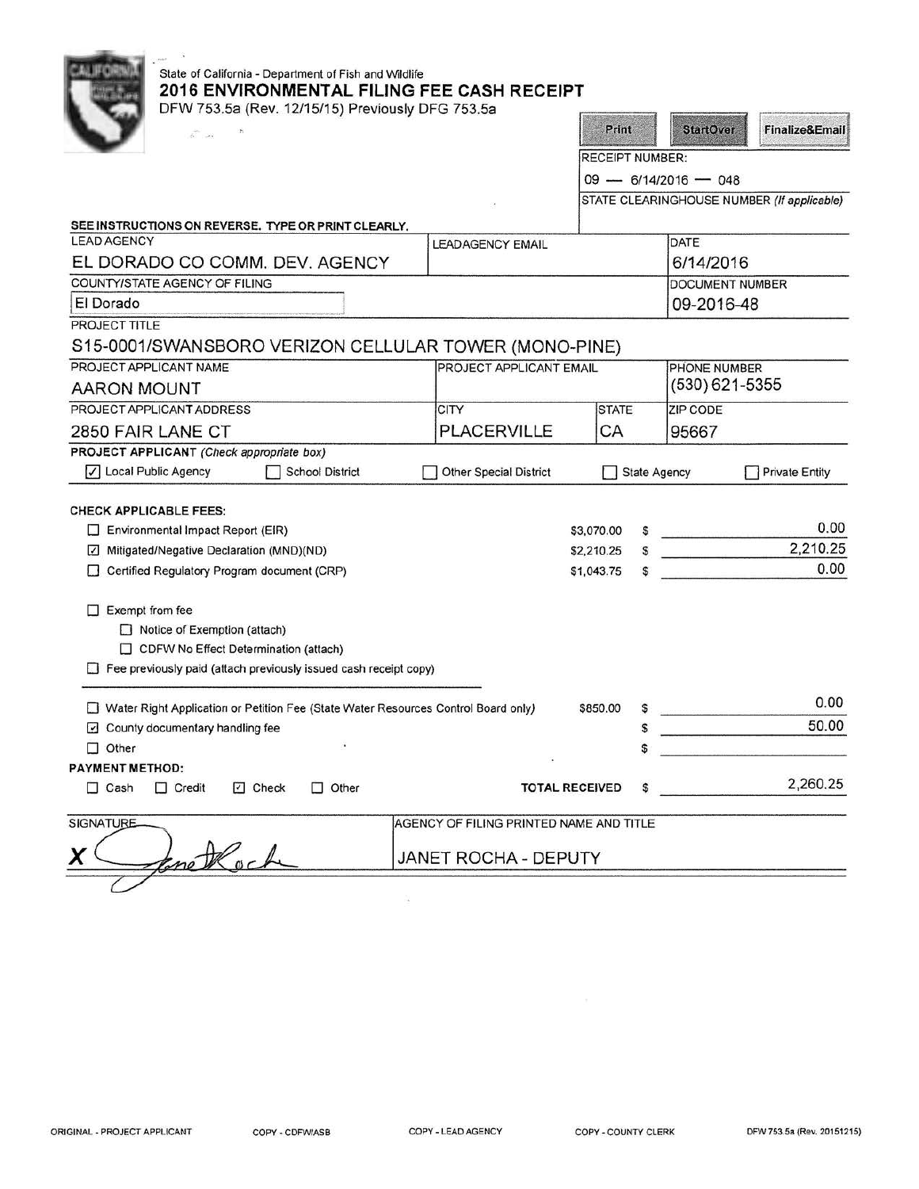State of California - Department of Fish and Wildlife

# 2016 ENVIRONMENTAL FILING FEE CASH RECEIPT

DFW 753.5a (Rev. 12/15/15) Previously DFG 753.5a

Print | StartOver | Finalize&Email

RECEIPT NUMBER:
09 — 6/14/2016 — 048

STATE CLEARINGHOUSE NUMBER *(If applicable)*

**SEE INSTRUCTIONS ON REVERSE. TYPE OR PRINT CLEARLY.**

| LEAD AGENCY | LEADAGENCY EMAIL | DATE |
|---|---|---|
| EL DORADO CO COMM. DEV. AGENCY | | 6/14/2016 |

| COUNTY/STATE AGENCY OF FILING | DOCUMENT NUMBER |
|---|---|
| El Dorado | 09-2016-48 |

PROJECT TITLE
S15-0001/SWANSBORO VERIZON CELLULAR TOWER (MONO-PINE)

| PROJECT APPLICANT NAME | PROJECT APPLICANT EMAIL | PHONE NUMBER |
|---|---|---|
| AARON MOUNT | | (530) 621-5355 |

| PROJECT APPLICANT ADDRESS | CITY | STATE | ZIP CODE |
|---|---|---|---|
| 2850 FAIR LANE CT | PLACERVILLE | CA | 95667 |

**PROJECT APPLICANT** *(Check appropriate box)*

- [x] Local Public Agency
- [ ] School District
- [ ] Other Special District
- [ ] State Agency
- [ ] Private Entity

**CHECK APPLICABLE FEES:**

| | | |
|---|---|---|
| [ ] Environmental Impact Report (EIR) | $3,070.00 | $ 0.00 |
| [x] Mitigated/Negative Declaration (MND)(ND) | $2,210.25 | $ 2,210.25 |
| [ ] Certified Regulatory Program document (CRP) | $1,043.75 | $ 0.00 |

- [ ] Exempt from fee
  - [ ] Notice of Exemption (attach)
  - [ ] CDFW No Effect Determination (attach)
- [ ] Fee previously paid (attach previously issued cash receipt copy)

| | | |
|---|---|---|
| [ ] Water Right Application or Petition Fee (State Water Resources Control Board only) | $850.00 | $ 0.00 |
| [x] County documentary handling fee | | $ 50.00 |
| [ ] Other | | $ |

**PAYMENT METHOD:**

- [ ] Cash
- [ ] Credit
- [x] Check
- [ ] Other

**TOTAL RECEIVED** $ 2,260.25

| SIGNATURE | AGENCY OF FILING PRINTED NAME AND TITLE |
|---|---|
| X (signature) | JANET ROCHA - DEPUTY |

ORIGINAL - PROJECT APPLICANT    COPY - CDFW/ASB    COPY - LEAD AGENCY    COPY - COUNTY CLERK    DFW 753.5a (Rev. 20151215)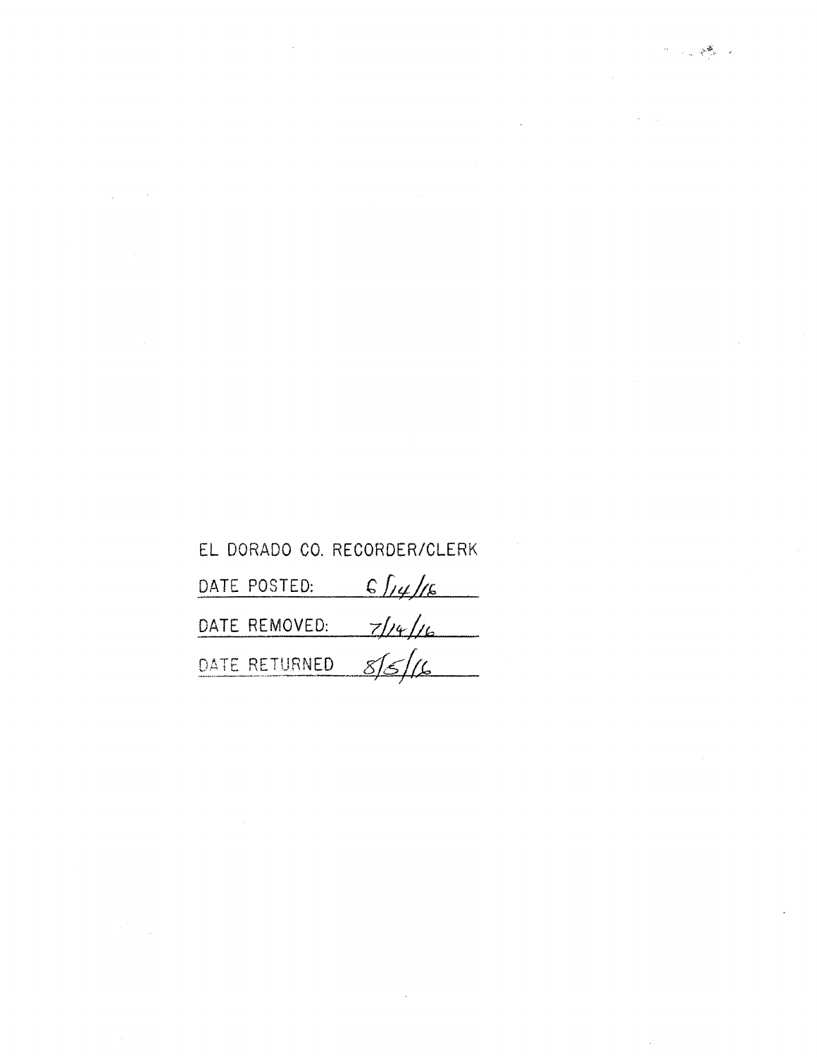EL DORADO CO. RECORDER/CLERK

DATE POSTED: 6/14/16

DATE REMOVED: 7/14/16

DATE RETURNED 8/5/16